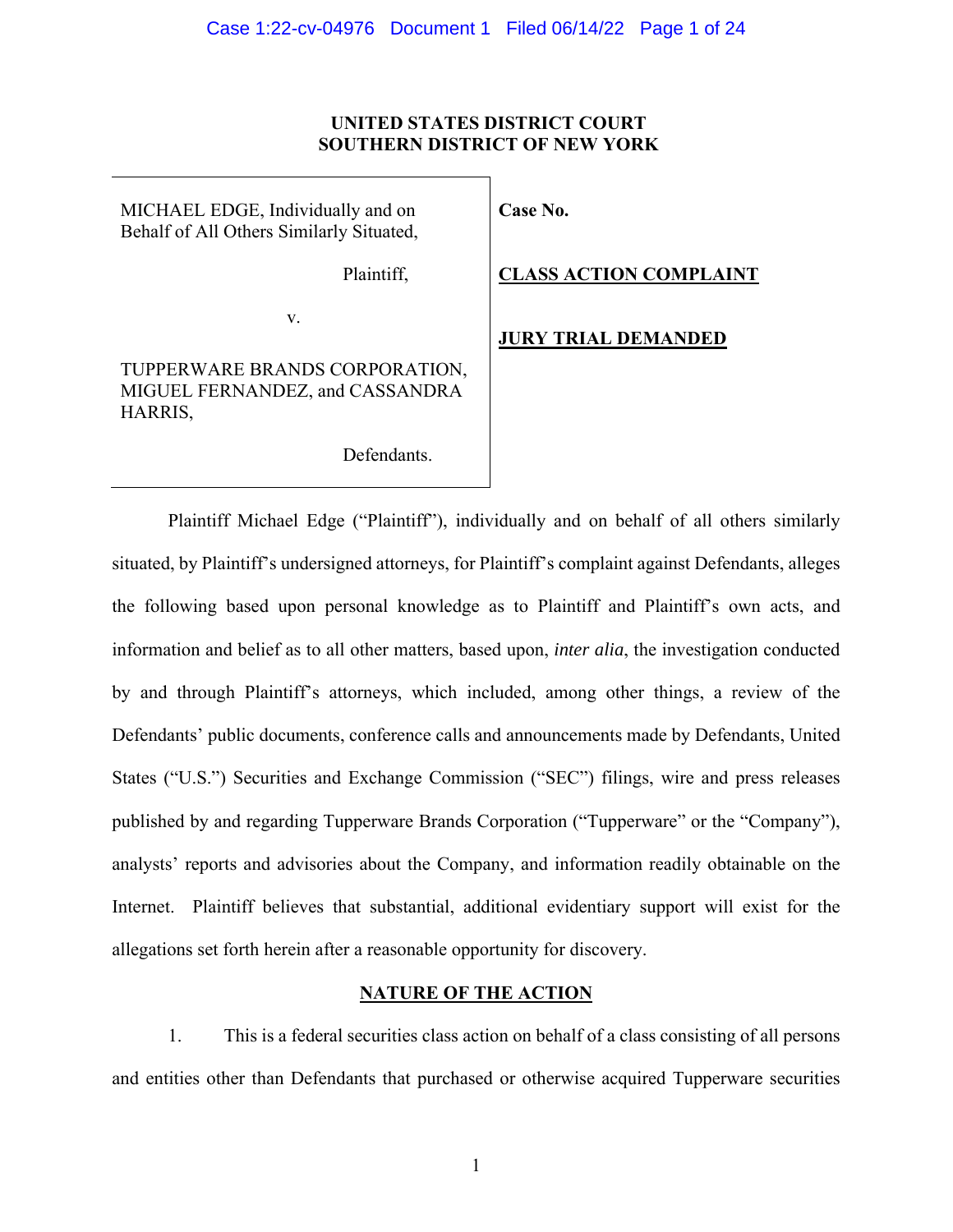**UNITED STATES DISTRICT COURT**
**SOUTHERN DISTRICT OF NEW YORK**

| | |
|---|---|
| MICHAEL EDGE, Individually and on Behalf of All Others Similarly Situated,<br><br>Plaintiff,<br><br>v.<br><br>TUPPERWARE BRANDS CORPORATION, MIGUEL FERNANDEZ, and CASSANDRA HARRIS,<br><br>Defendants. | **Case No.**<br><br>**CLASS ACTION COMPLAINT**<br><br>**JURY TRIAL DEMANDED** |

Plaintiff Michael Edge ("Plaintiff"), individually and on behalf of all others similarly situated, by Plaintiff's undersigned attorneys, for Plaintiff's complaint against Defendants, alleges the following based upon personal knowledge as to Plaintiff and Plaintiff's own acts, and information and belief as to all other matters, based upon, *inter alia*, the investigation conducted by and through Plaintiff's attorneys, which included, among other things, a review of the Defendants' public documents, conference calls and announcements made by Defendants, United States ("U.S.") Securities and Exchange Commission ("SEC") filings, wire and press releases published by and regarding Tupperware Brands Corporation ("Tupperware" or the "Company"), analysts' reports and advisories about the Company, and information readily obtainable on the Internet. Plaintiff believes that substantial, additional evidentiary support will exist for the allegations set forth herein after a reasonable opportunity for discovery.

## NATURE OF THE ACTION

1. This is a federal securities class action on behalf of a class consisting of all persons and entities other than Defendants that purchased or otherwise acquired Tupperware securities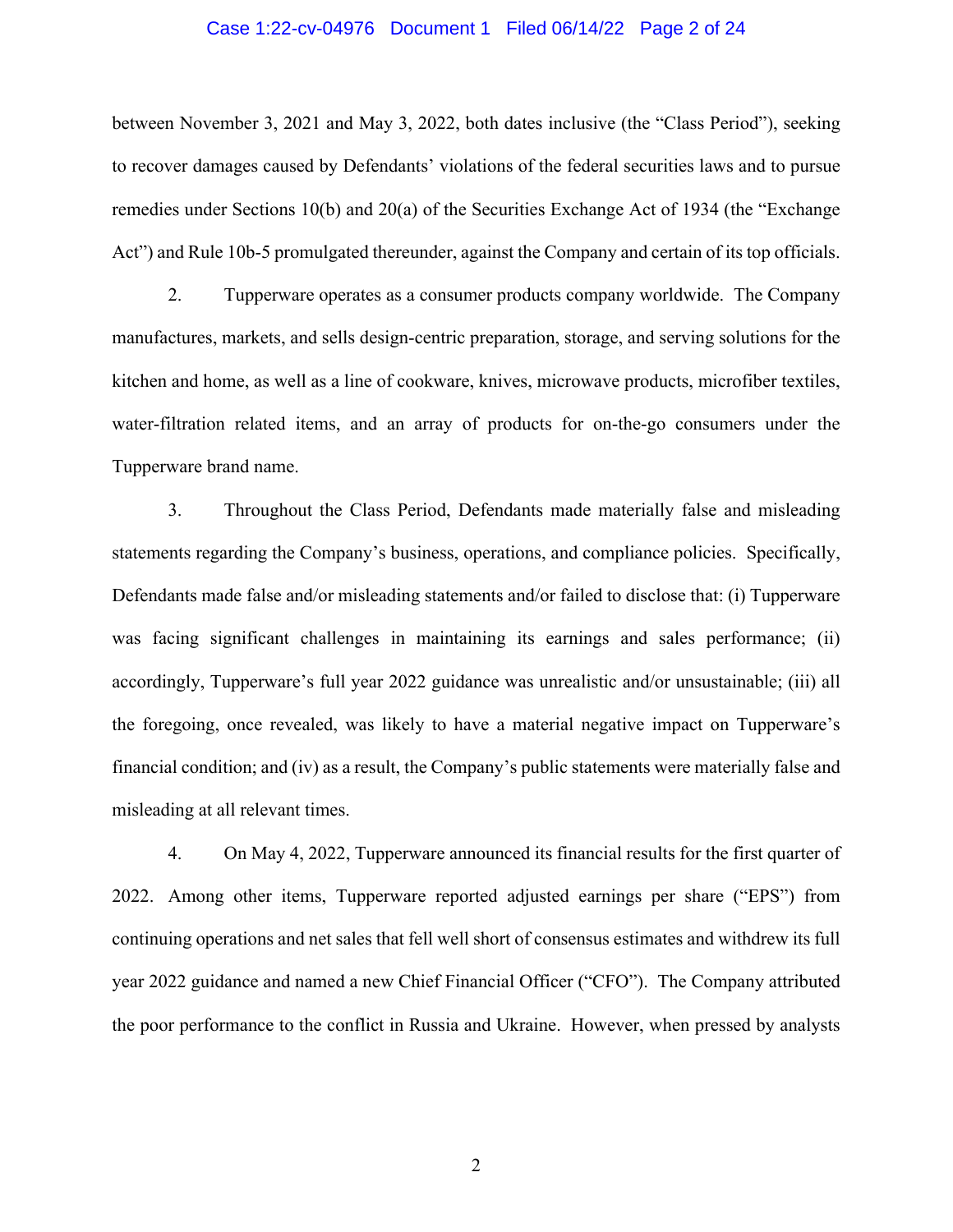between November 3, 2021 and May 3, 2022, both dates inclusive (the "Class Period"), seeking to recover damages caused by Defendants' violations of the federal securities laws and to pursue remedies under Sections 10(b) and 20(a) of the Securities Exchange Act of 1934 (the "Exchange Act") and Rule 10b-5 promulgated thereunder, against the Company and certain of its top officials.

2. Tupperware operates as a consumer products company worldwide. The Company manufactures, markets, and sells design-centric preparation, storage, and serving solutions for the kitchen and home, as well as a line of cookware, knives, microwave products, microfiber textiles, water-filtration related items, and an array of products for on-the-go consumers under the Tupperware brand name.

3. Throughout the Class Period, Defendants made materially false and misleading statements regarding the Company's business, operations, and compliance policies. Specifically, Defendants made false and/or misleading statements and/or failed to disclose that: (i) Tupperware was facing significant challenges in maintaining its earnings and sales performance; (ii) accordingly, Tupperware's full year 2022 guidance was unrealistic and/or unsustainable; (iii) all the foregoing, once revealed, was likely to have a material negative impact on Tupperware's financial condition; and (iv) as a result, the Company's public statements were materially false and misleading at all relevant times.

4. On May 4, 2022, Tupperware announced its financial results for the first quarter of 2022. Among other items, Tupperware reported adjusted earnings per share ("EPS") from continuing operations and net sales that fell well short of consensus estimates and withdrew its full year 2022 guidance and named a new Chief Financial Officer ("CFO"). The Company attributed the poor performance to the conflict in Russia and Ukraine. However, when pressed by analysts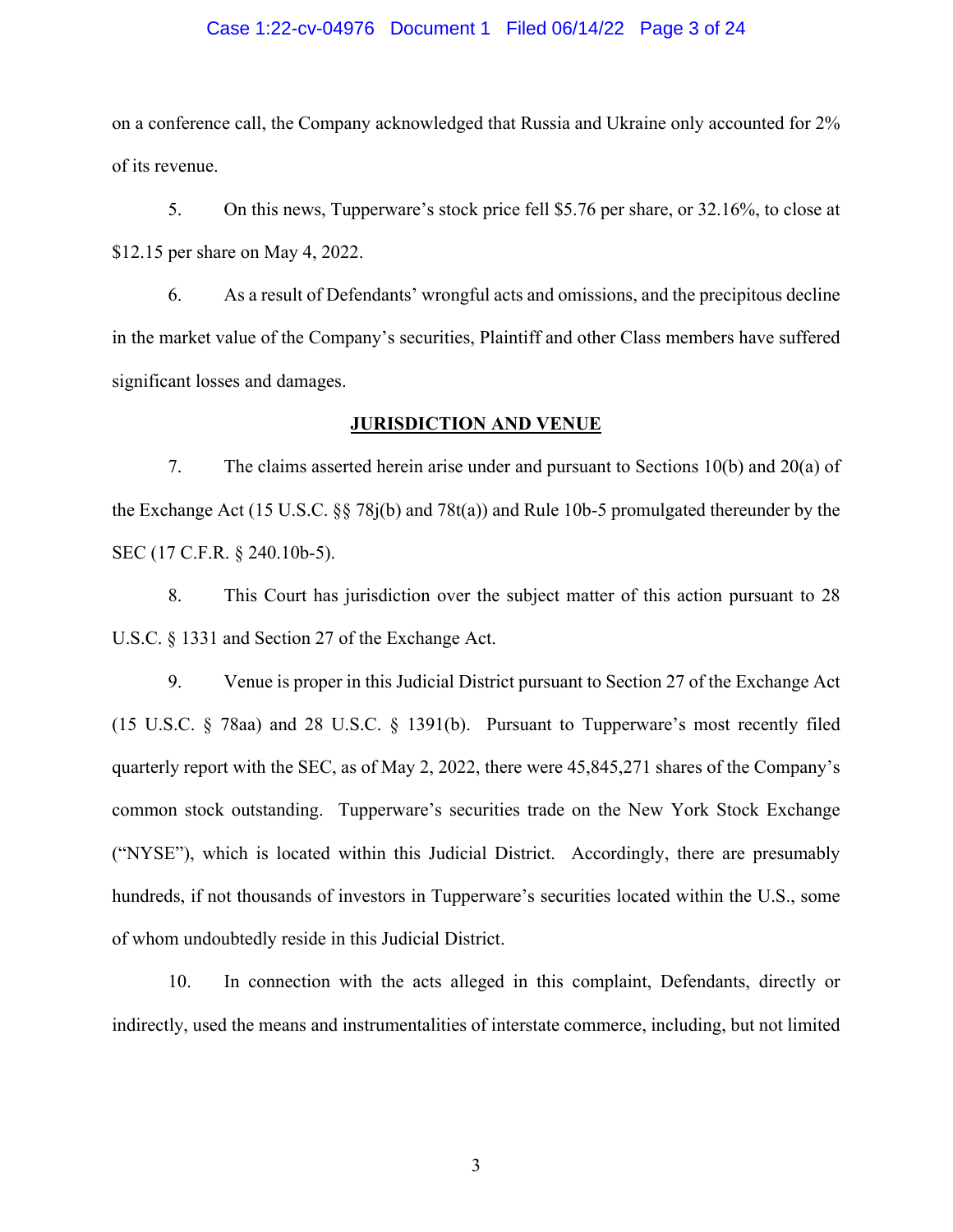on a conference call, the Company acknowledged that Russia and Ukraine only accounted for 2% of its revenue.

5. On this news, Tupperware's stock price fell $5.76 per share, or 32.16%, to close at $12.15 per share on May 4, 2022.

6. As a result of Defendants' wrongful acts and omissions, and the precipitous decline in the market value of the Company's securities, Plaintiff and other Class members have suffered significant losses and damages.

## JURISDICTION AND VENUE

7. The claims asserted herein arise under and pursuant to Sections 10(b) and 20(a) of the Exchange Act (15 U.S.C. §§ 78j(b) and 78t(a)) and Rule 10b-5 promulgated thereunder by the SEC (17 C.F.R. § 240.10b-5).

8. This Court has jurisdiction over the subject matter of this action pursuant to 28 U.S.C. § 1331 and Section 27 of the Exchange Act.

9. Venue is proper in this Judicial District pursuant to Section 27 of the Exchange Act (15 U.S.C. § 78aa) and 28 U.S.C. § 1391(b). Pursuant to Tupperware's most recently filed quarterly report with the SEC, as of May 2, 2022, there were 45,845,271 shares of the Company's common stock outstanding. Tupperware's securities trade on the New York Stock Exchange ("NYSE"), which is located within this Judicial District. Accordingly, there are presumably hundreds, if not thousands of investors in Tupperware's securities located within the U.S., some of whom undoubtedly reside in this Judicial District.

10. In connection with the acts alleged in this complaint, Defendants, directly or indirectly, used the means and instrumentalities of interstate commerce, including, but not limited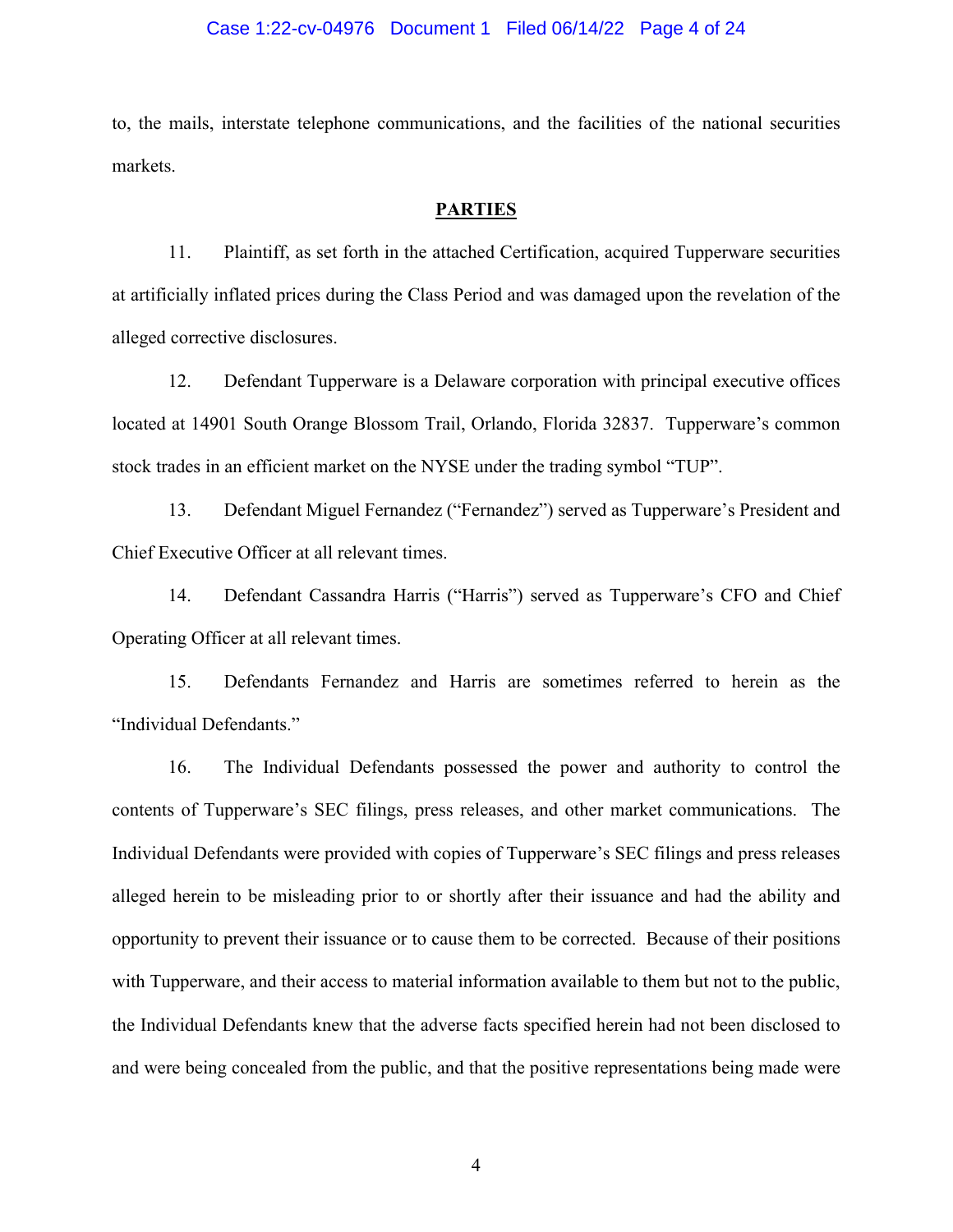to, the mails, interstate telephone communications, and the facilities of the national securities markets.

**PARTIES**

11. Plaintiff, as set forth in the attached Certification, acquired Tupperware securities at artificially inflated prices during the Class Period and was damaged upon the revelation of the alleged corrective disclosures.

12. Defendant Tupperware is a Delaware corporation with principal executive offices located at 14901 South Orange Blossom Trail, Orlando, Florida 32837. Tupperware's common stock trades in an efficient market on the NYSE under the trading symbol "TUP".

13. Defendant Miguel Fernandez ("Fernandez") served as Tupperware's President and Chief Executive Officer at all relevant times.

14. Defendant Cassandra Harris ("Harris") served as Tupperware's CFO and Chief Operating Officer at all relevant times.

15. Defendants Fernandez and Harris are sometimes referred to herein as the "Individual Defendants."

16. The Individual Defendants possessed the power and authority to control the contents of Tupperware's SEC filings, press releases, and other market communications. The Individual Defendants were provided with copies of Tupperware's SEC filings and press releases alleged herein to be misleading prior to or shortly after their issuance and had the ability and opportunity to prevent their issuance or to cause them to be corrected. Because of their positions with Tupperware, and their access to material information available to them but not to the public, the Individual Defendants knew that the adverse facts specified herein had not been disclosed to and were being concealed from the public, and that the positive representations being made were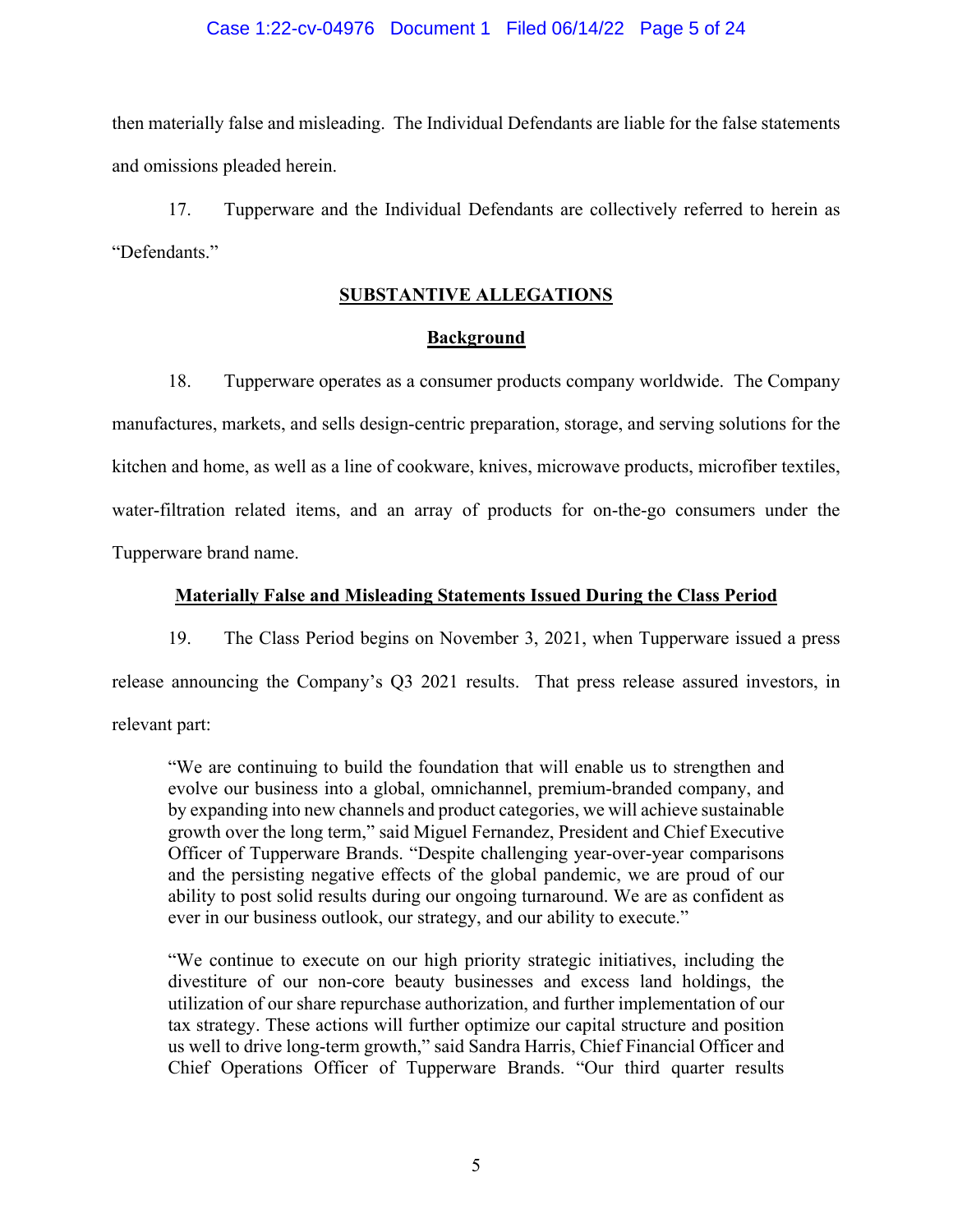then materially false and misleading. The Individual Defendants are liable for the false statements and omissions pleaded herein.

17. Tupperware and the Individual Defendants are collectively referred to herein as "Defendants."

## SUBSTANTIVE ALLEGATIONS

### Background

18. Tupperware operates as a consumer products company worldwide. The Company manufactures, markets, and sells design-centric preparation, storage, and serving solutions for the kitchen and home, as well as a line of cookware, knives, microwave products, microfiber textiles, water-filtration related items, and an array of products for on-the-go consumers under the Tupperware brand name.

### Materially False and Misleading Statements Issued During the Class Period

19. The Class Period begins on November 3, 2021, when Tupperware issued a press release announcing the Company's Q3 2021 results. That press release assured investors, in relevant part:

> "We are continuing to build the foundation that will enable us to strengthen and evolve our business into a global, omnichannel, premium-branded company, and by expanding into new channels and product categories, we will achieve sustainable growth over the long term," said Miguel Fernandez, President and Chief Executive Officer of Tupperware Brands. "Despite challenging year-over-year comparisons and the persisting negative effects of the global pandemic, we are proud of our ability to post solid results during our ongoing turnaround. We are as confident as ever in our business outlook, our strategy, and our ability to execute."
>
> "We continue to execute on our high priority strategic initiatives, including the divestiture of our non-core beauty businesses and excess land holdings, the utilization of our share repurchase authorization, and further implementation of our tax strategy. These actions will further optimize our capital structure and position us well to drive long-term growth," said Sandra Harris, Chief Financial Officer and Chief Operations Officer of Tupperware Brands. "Our third quarter results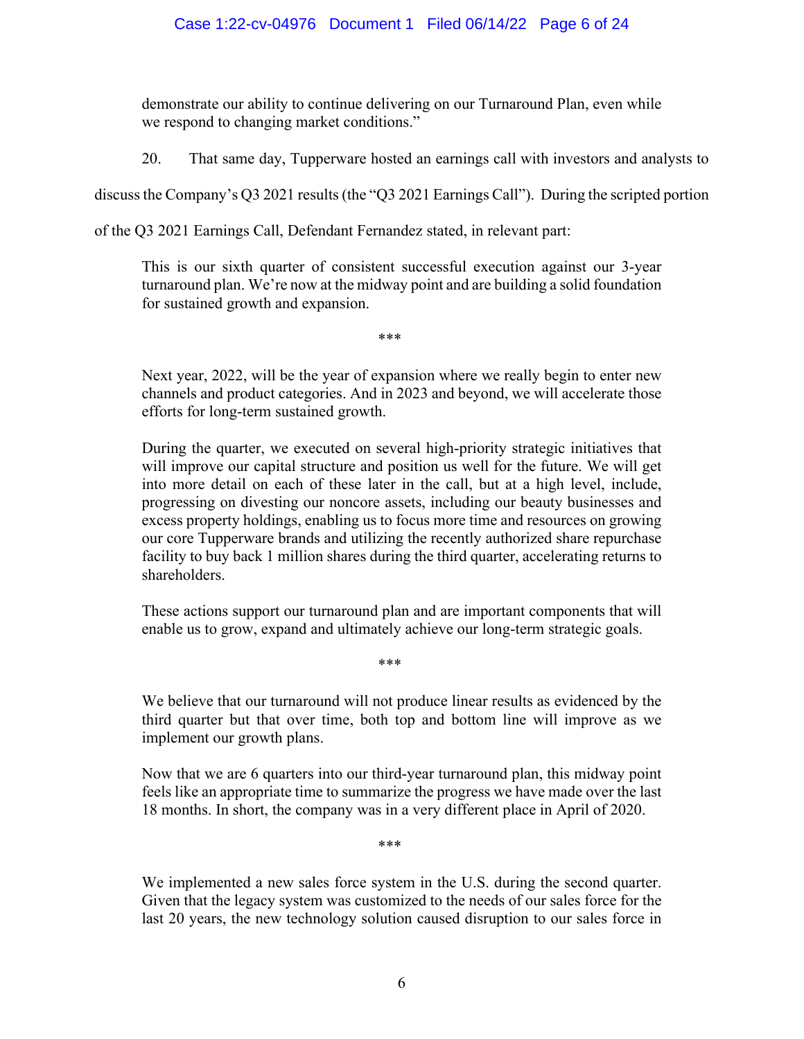> demonstrate our ability to continue delivering on our Turnaround Plan, even while we respond to changing market conditions."

20. That same day, Tupperware hosted an earnings call with investors and analysts to discuss the Company's Q3 2021 results (the "Q3 2021 Earnings Call"). During the scripted portion of the Q3 2021 Earnings Call, Defendant Fernandez stated, in relevant part:

> This is our sixth quarter of consistent successful execution against our 3-year turnaround plan. We're now at the midway point and are building a solid foundation for sustained growth and expansion.
>
> \*\*\*
>
> Next year, 2022, will be the year of expansion where we really begin to enter new channels and product categories. And in 2023 and beyond, we will accelerate those efforts for long-term sustained growth.
>
> During the quarter, we executed on several high-priority strategic initiatives that will improve our capital structure and position us well for the future. We will get into more detail on each of these later in the call, but at a high level, include, progressing on divesting our noncore assets, including our beauty businesses and excess property holdings, enabling us to focus more time and resources on growing our core Tupperware brands and utilizing the recently authorized share repurchase facility to buy back 1 million shares during the third quarter, accelerating returns to shareholders.
>
> These actions support our turnaround plan and are important components that will enable us to grow, expand and ultimately achieve our long-term strategic goals.
>
> \*\*\*
>
> We believe that our turnaround will not produce linear results as evidenced by the third quarter but that over time, both top and bottom line will improve as we implement our growth plans.
>
> Now that we are 6 quarters into our third-year turnaround plan, this midway point feels like an appropriate time to summarize the progress we have made over the last 18 months. In short, the company was in a very different place in April of 2020.
>
> \*\*\*
>
> We implemented a new sales force system in the U.S. during the second quarter. Given that the legacy system was customized to the needs of our sales force for the last 20 years, the new technology solution caused disruption to our sales force in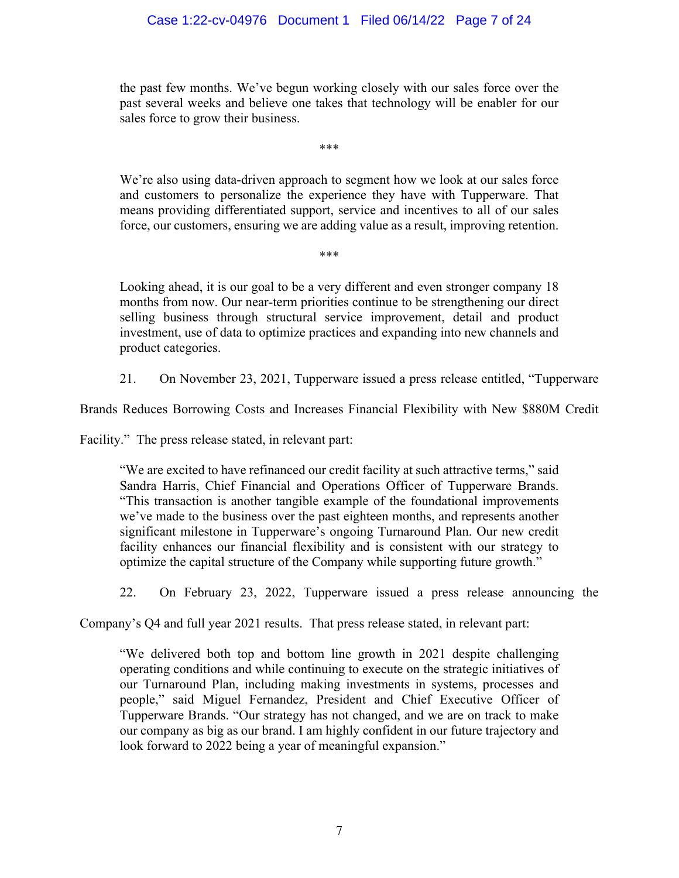the past few months. We've begun working closely with our sales force over the past several weeks and believe one takes that technology will be enabler for our sales force to grow their business.

> ***

> We're also using data-driven approach to segment how we look at our sales force and customers to personalize the experience they have with Tupperware. That means providing differentiated support, service and incentives to all of our sales force, our customers, ensuring we are adding value as a result, improving retention.

> ***

> Looking ahead, it is our goal to be a very different and even stronger company 18 months from now. Our near-term priorities continue to be strengthening our direct selling business through structural service improvement, detail and product investment, use of data to optimize practices and expanding into new channels and product categories.

21. On November 23, 2021, Tupperware issued a press release entitled, "Tupperware Brands Reduces Borrowing Costs and Increases Financial Flexibility with New $880M Credit Facility." The press release stated, in relevant part:

> "We are excited to have refinanced our credit facility at such attractive terms," said Sandra Harris, Chief Financial and Operations Officer of Tupperware Brands. "This transaction is another tangible example of the foundational improvements we've made to the business over the past eighteen months, and represents another significant milestone in Tupperware's ongoing Turnaround Plan. Our new credit facility enhances our financial flexibility and is consistent with our strategy to optimize the capital structure of the Company while supporting future growth."

22. On February 23, 2022, Tupperware issued a press release announcing the Company's Q4 and full year 2021 results. That press release stated, in relevant part:

> "We delivered both top and bottom line growth in 2021 despite challenging operating conditions and while continuing to execute on the strategic initiatives of our Turnaround Plan, including making investments in systems, processes and people," said Miguel Fernandez, President and Chief Executive Officer of Tupperware Brands. "Our strategy has not changed, and we are on track to make our company as big as our brand. I am highly confident in our future trajectory and look forward to 2022 being a year of meaningful expansion."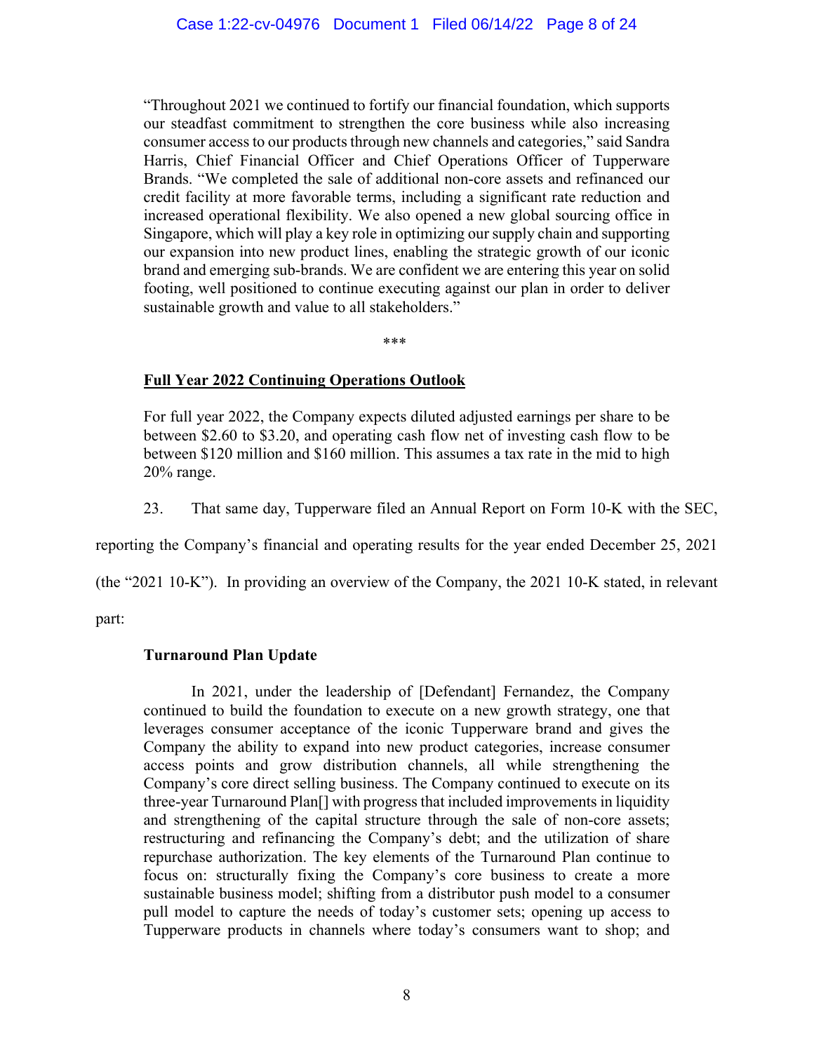> "Throughout 2021 we continued to fortify our financial foundation, which supports our steadfast commitment to strengthen the core business while also increasing consumer access to our products through new channels and categories," said Sandra Harris, Chief Financial Officer and Chief Operations Officer of Tupperware Brands. "We completed the sale of additional non-core assets and refinanced our credit facility at more favorable terms, including a significant rate reduction and increased operational flexibility. We also opened a new global sourcing office in Singapore, which will play a key role in optimizing our supply chain and supporting our expansion into new product lines, enabling the strategic growth of our iconic brand and emerging sub-brands. We are confident we are entering this year on solid footing, well positioned to continue executing against our plan in order to deliver sustainable growth and value to all stakeholders."
>
> ***
>
> **Full Year 2022 Continuing Operations Outlook**
>
> For full year 2022, the Company expects diluted adjusted earnings per share to be between $2.60 to $3.20, and operating cash flow net of investing cash flow to be between $120 million and $160 million. This assumes a tax rate in the mid to high 20% range.

23. That same day, Tupperware filed an Annual Report on Form 10-K with the SEC, reporting the Company's financial and operating results for the year ended December 25, 2021 (the "2021 10-K"). In providing an overview of the Company, the 2021 10-K stated, in relevant part:

> **Turnaround Plan Update**
>
> In 2021, under the leadership of [Defendant] Fernandez, the Company continued to build the foundation to execute on a new growth strategy, one that leverages consumer acceptance of the iconic Tupperware brand and gives the Company the ability to expand into new product categories, increase consumer access points and grow distribution channels, all while strengthening the Company's core direct selling business. The Company continued to execute on its three-year Turnaround Plan[] with progress that included improvements in liquidity and strengthening of the capital structure through the sale of non-core assets; restructuring and refinancing the Company's debt; and the utilization of share repurchase authorization. The key elements of the Turnaround Plan continue to focus on: structurally fixing the Company's core business to create a more sustainable business model; shifting from a distributor push model to a consumer pull model to capture the needs of today's customer sets; opening up access to Tupperware products in channels where today's consumers want to shop; and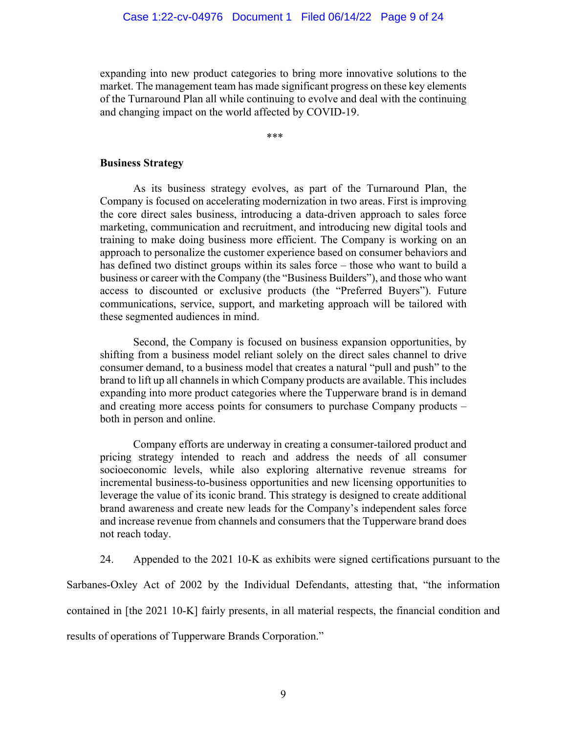expanding into new product categories to bring more innovative solutions to the market. The management team has made significant progress on these key elements of the Turnaround Plan all while continuing to evolve and deal with the continuing and changing impact on the world affected by COVID-19.

***

**Business Strategy**

As its business strategy evolves, as part of the Turnaround Plan, the Company is focused on accelerating modernization in two areas. First is improving the core direct sales business, introducing a data-driven approach to sales force marketing, communication and recruitment, and introducing new digital tools and training to make doing business more efficient. The Company is working on an approach to personalize the customer experience based on consumer behaviors and has defined two distinct groups within its sales force – those who want to build a business or career with the Company (the "Business Builders"), and those who want access to discounted or exclusive products (the "Preferred Buyers"). Future communications, service, support, and marketing approach will be tailored with these segmented audiences in mind.

Second, the Company is focused on business expansion opportunities, by shifting from a business model reliant solely on the direct sales channel to drive consumer demand, to a business model that creates a natural "pull and push" to the brand to lift up all channels in which Company products are available. This includes expanding into more product categories where the Tupperware brand is in demand and creating more access points for consumers to purchase Company products – both in person and online.

Company efforts are underway in creating a consumer-tailored product and pricing strategy intended to reach and address the needs of all consumer socioeconomic levels, while also exploring alternative revenue streams for incremental business-to-business opportunities and new licensing opportunities to leverage the value of its iconic brand. This strategy is designed to create additional brand awareness and create new leads for the Company's independent sales force and increase revenue from channels and consumers that the Tupperware brand does not reach today.

24. Appended to the 2021 10-K as exhibits were signed certifications pursuant to the Sarbanes-Oxley Act of 2002 by the Individual Defendants, attesting that, "the information contained in [the 2021 10-K] fairly presents, in all material respects, the financial condition and results of operations of Tupperware Brands Corporation."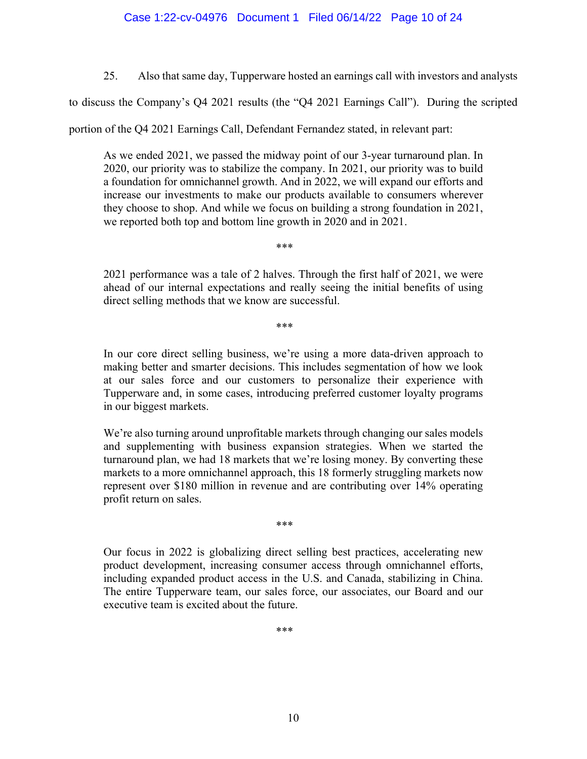25. Also that same day, Tupperware hosted an earnings call with investors and analysts to discuss the Company's Q4 2021 results (the "Q4 2021 Earnings Call"). During the scripted portion of the Q4 2021 Earnings Call, Defendant Fernandez stated, in relevant part:

> As we ended 2021, we passed the midway point of our 3-year turnaround plan. In 2020, our priority was to stabilize the company. In 2021, our priority was to build a foundation for omnichannel growth. And in 2022, we will expand our efforts and increase our investments to make our products available to consumers wherever they choose to shop. And while we focus on building a strong foundation in 2021, we reported both top and bottom line growth in 2020 and in 2021.
>
> \*\*\*
>
> 2021 performance was a tale of 2 halves. Through the first half of 2021, we were ahead of our internal expectations and really seeing the initial benefits of using direct selling methods that we know are successful.
>
> \*\*\*
>
> In our core direct selling business, we're using a more data-driven approach to making better and smarter decisions. This includes segmentation of how we look at our sales force and our customers to personalize their experience with Tupperware and, in some cases, introducing preferred customer loyalty programs in our biggest markets.
>
> We're also turning around unprofitable markets through changing our sales models and supplementing with business expansion strategies. When we started the turnaround plan, we had 18 markets that we're losing money. By converting these markets to a more omnichannel approach, this 18 formerly struggling markets now represent over $180 million in revenue and are contributing over 14% operating profit return on sales.
>
> \*\*\*
>
> Our focus in 2022 is globalizing direct selling best practices, accelerating new product development, increasing consumer access through omnichannel efforts, including expanded product access in the U.S. and Canada, stabilizing in China. The entire Tupperware team, our sales force, our associates, our Board and our executive team is excited about the future.
>
> \*\*\*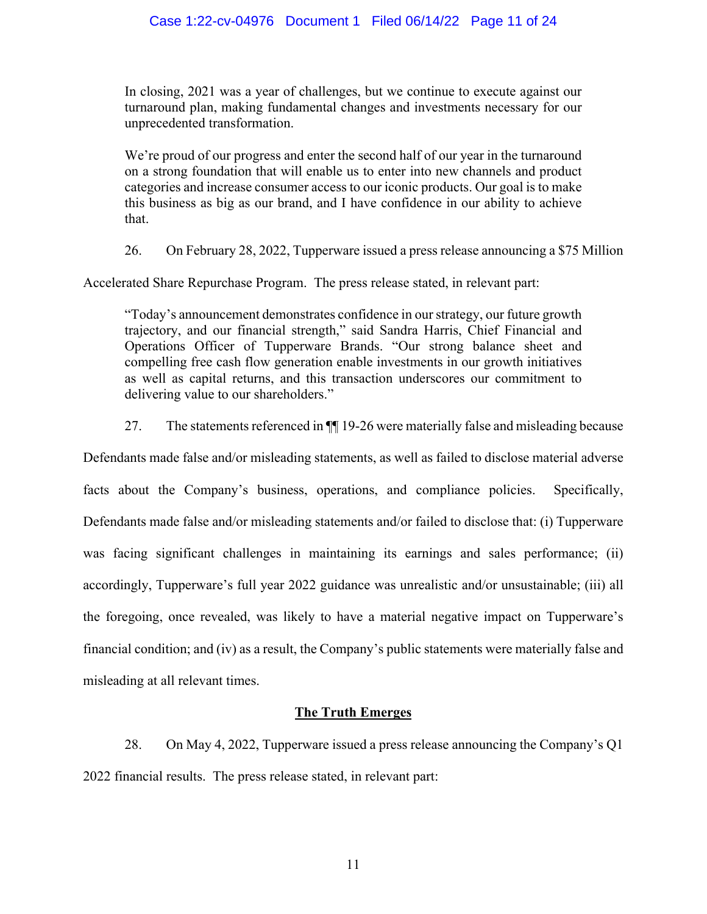> In closing, 2021 was a year of challenges, but we continue to execute against our turnaround plan, making fundamental changes and investments necessary for our unprecedented transformation.
>
> We're proud of our progress and enter the second half of our year in the turnaround on a strong foundation that will enable us to enter into new channels and product categories and increase consumer access to our iconic products. Our goal is to make this business as big as our brand, and I have confidence in our ability to achieve that.

26. On February 28, 2022, Tupperware issued a press release announcing a $75 Million Accelerated Share Repurchase Program. The press release stated, in relevant part:

> "Today's announcement demonstrates confidence in our strategy, our future growth trajectory, and our financial strength," said Sandra Harris, Chief Financial and Operations Officer of Tupperware Brands. "Our strong balance sheet and compelling free cash flow generation enable investments in our growth initiatives as well as capital returns, and this transaction underscores our commitment to delivering value to our shareholders."

27. The statements referenced in ¶¶ 19-26 were materially false and misleading because Defendants made false and/or misleading statements, as well as failed to disclose material adverse facts about the Company's business, operations, and compliance policies. Specifically, Defendants made false and/or misleading statements and/or failed to disclose that: (i) Tupperware was facing significant challenges in maintaining its earnings and sales performance; (ii) accordingly, Tupperware's full year 2022 guidance was unrealistic and/or unsustainable; (iii) all the foregoing, once revealed, was likely to have a material negative impact on Tupperware's financial condition; and (iv) as a result, the Company's public statements were materially false and misleading at all relevant times.

## <u>The Truth Emerges</u>

28. On May 4, 2022, Tupperware issued a press release announcing the Company's Q1 2022 financial results. The press release stated, in relevant part: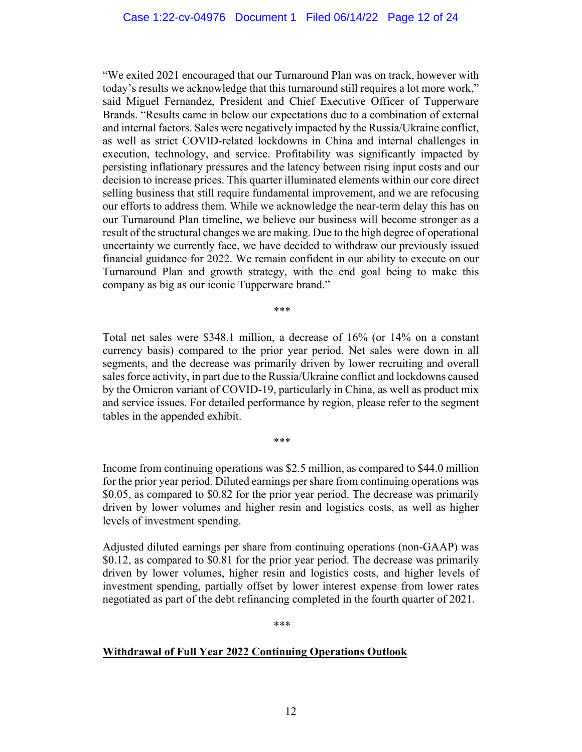"We exited 2021 encouraged that our Turnaround Plan was on track, however with today's results we acknowledge that this turnaround still requires a lot more work," said Miguel Fernandez, President and Chief Executive Officer of Tupperware Brands. "Results came in below our expectations due to a combination of external and internal factors. Sales were negatively impacted by the Russia/Ukraine conflict, as well as strict COVID-related lockdowns in China and internal challenges in execution, technology, and service. Profitability was significantly impacted by persisting inflationary pressures and the latency between rising input costs and our decision to increase prices. This quarter illuminated elements within our core direct selling business that still require fundamental improvement, and we are refocusing our efforts to address them. While we acknowledge the near-term delay this has on our Turnaround Plan timeline, we believe our business will become stronger as a result of the structural changes we are making. Due to the high degree of operational uncertainty we currently face, we have decided to withdraw our previously issued financial guidance for 2022. We remain confident in our ability to execute on our Turnaround Plan and growth strategy, with the end goal being to make this company as big as our iconic Tupperware brand."

***

Total net sales were $348.1 million, a decrease of 16% (or 14% on a constant currency basis) compared to the prior year period. Net sales were down in all segments, and the decrease was primarily driven by lower recruiting and overall sales force activity, in part due to the Russia/Ukraine conflict and lockdowns caused by the Omicron variant of COVID-19, particularly in China, as well as product mix and service issues. For detailed performance by region, please refer to the segment tables in the appended exhibit.

***

Income from continuing operations was $2.5 million, as compared to $44.0 million for the prior year period. Diluted earnings per share from continuing operations was $0.05, as compared to $0.82 for the prior year period. The decrease was primarily driven by lower volumes and higher resin and logistics costs, as well as higher levels of investment spending.

Adjusted diluted earnings per share from continuing operations (non-GAAP) was $0.12, as compared to $0.81 for the prior year period. The decrease was primarily driven by lower volumes, higher resin and logistics costs, and higher levels of investment spending, partially offset by lower interest expense from lower rates negotiated as part of the debt refinancing completed in the fourth quarter of 2021.

***

**Withdrawal of Full Year 2022 Continuing Operations Outlook**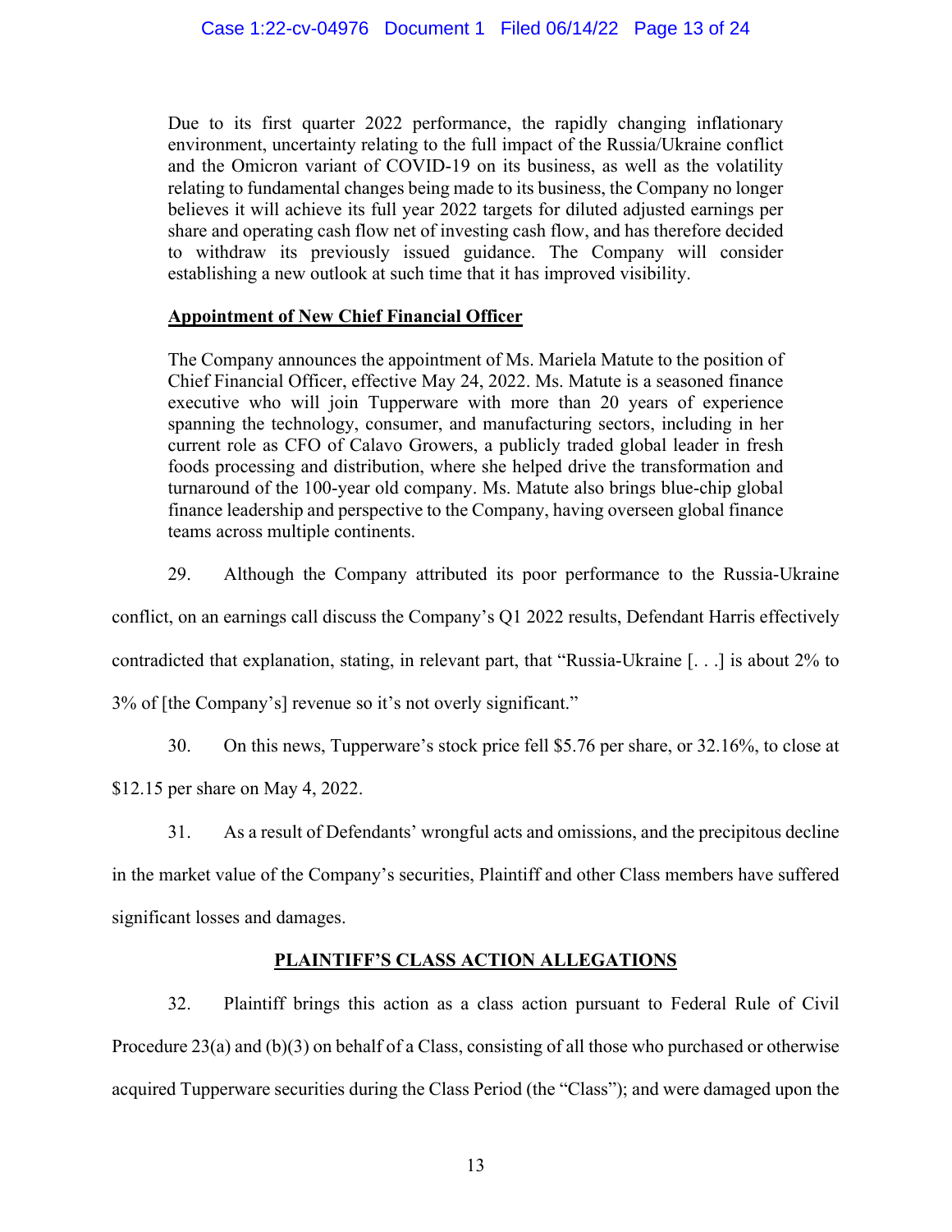> Due to its first quarter 2022 performance, the rapidly changing inflationary environment, uncertainty relating to the full impact of the Russia/Ukraine conflict and the Omicron variant of COVID-19 on its business, as well as the volatility relating to fundamental changes being made to its business, the Company no longer believes it will achieve its full year 2022 targets for diluted adjusted earnings per share and operating cash flow net of investing cash flow, and has therefore decided to withdraw its previously issued guidance. The Company will consider establishing a new outlook at such time that it has improved visibility.
>
> **Appointment of New Chief Financial Officer**
>
> The Company announces the appointment of Ms. Mariela Matute to the position of Chief Financial Officer, effective May 24, 2022. Ms. Matute is a seasoned finance executive who will join Tupperware with more than 20 years of experience spanning the technology, consumer, and manufacturing sectors, including in her current role as CFO of Calavo Growers, a publicly traded global leader in fresh foods processing and distribution, where she helped drive the transformation and turnaround of the 100-year old company. Ms. Matute also brings blue-chip global finance leadership and perspective to the Company, having overseen global finance teams across multiple continents.

29. Although the Company attributed its poor performance to the Russia-Ukraine conflict, on an earnings call discuss the Company's Q1 2022 results, Defendant Harris effectively contradicted that explanation, stating, in relevant part, that "Russia-Ukraine [. . .] is about 2% to 3% of [the Company's] revenue so it's not overly significant."

30. On this news, Tupperware's stock price fell $5.76 per share, or 32.16%, to close at $12.15 per share on May 4, 2022.

31. As a result of Defendants' wrongful acts and omissions, and the precipitous decline in the market value of the Company's securities, Plaintiff and other Class members have suffered significant losses and damages.

## PLAINTIFF'S CLASS ACTION ALLEGATIONS

32. Plaintiff brings this action as a class action pursuant to Federal Rule of Civil Procedure 23(a) and (b)(3) on behalf of a Class, consisting of all those who purchased or otherwise acquired Tupperware securities during the Class Period (the "Class"); and were damaged upon the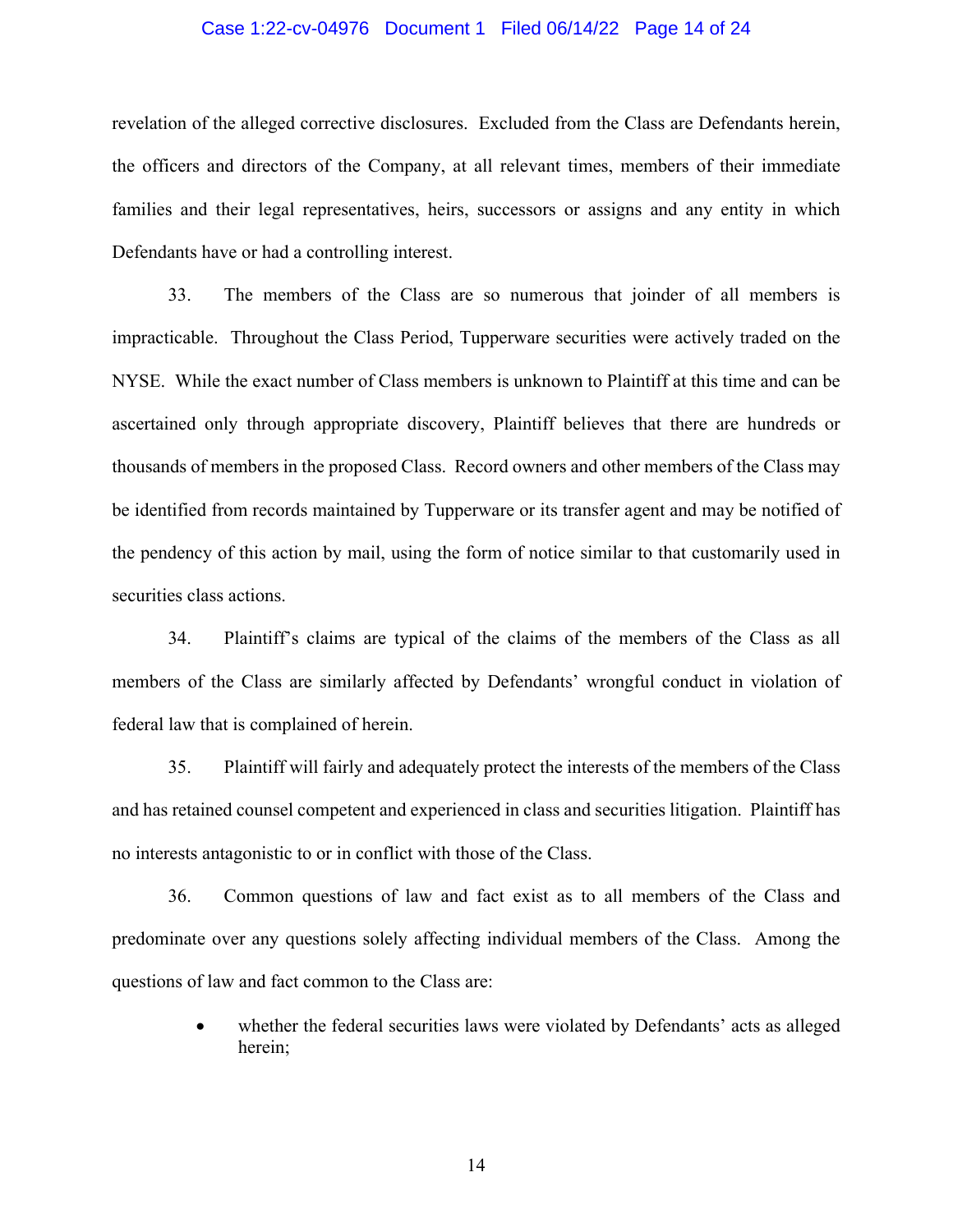revelation of the alleged corrective disclosures. Excluded from the Class are Defendants herein, the officers and directors of the Company, at all relevant times, members of their immediate families and their legal representatives, heirs, successors or assigns and any entity in which Defendants have or had a controlling interest.

33. The members of the Class are so numerous that joinder of all members is impracticable. Throughout the Class Period, Tupperware securities were actively traded on the NYSE. While the exact number of Class members is unknown to Plaintiff at this time and can be ascertained only through appropriate discovery, Plaintiff believes that there are hundreds or thousands of members in the proposed Class. Record owners and other members of the Class may be identified from records maintained by Tupperware or its transfer agent and may be notified of the pendency of this action by mail, using the form of notice similar to that customarily used in securities class actions.

34. Plaintiff's claims are typical of the claims of the members of the Class as all members of the Class are similarly affected by Defendants' wrongful conduct in violation of federal law that is complained of herein.

35. Plaintiff will fairly and adequately protect the interests of the members of the Class and has retained counsel competent and experienced in class and securities litigation. Plaintiff has no interests antagonistic to or in conflict with those of the Class.

36. Common questions of law and fact exist as to all members of the Class and predominate over any questions solely affecting individual members of the Class. Among the questions of law and fact common to the Class are:

- whether the federal securities laws were violated by Defendants' acts as alleged herein;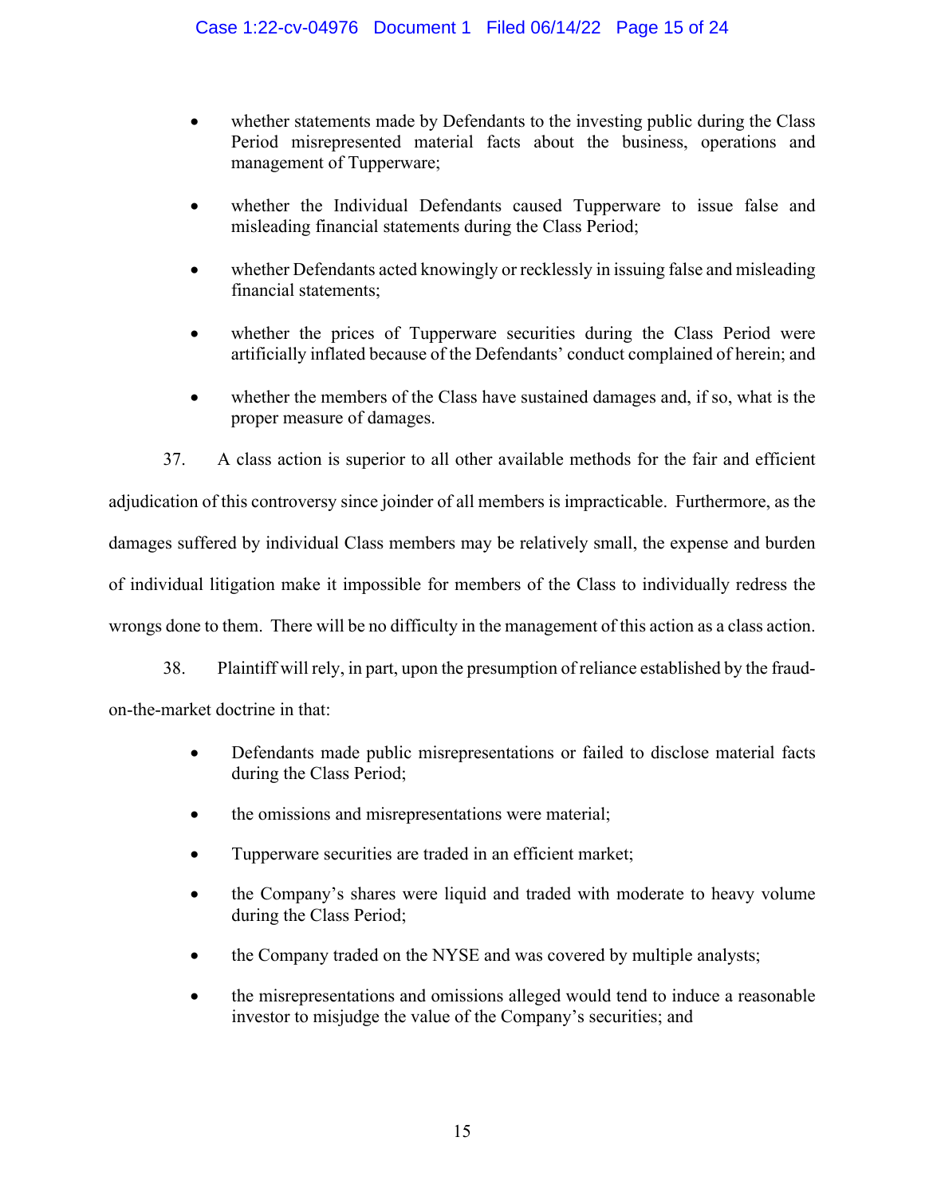- whether statements made by Defendants to the investing public during the Class Period misrepresented material facts about the business, operations and management of Tupperware;
- whether the Individual Defendants caused Tupperware to issue false and misleading financial statements during the Class Period;
- whether Defendants acted knowingly or recklessly in issuing false and misleading financial statements;
- whether the prices of Tupperware securities during the Class Period were artificially inflated because of the Defendants' conduct complained of herein; and
- whether the members of the Class have sustained damages and, if so, what is the proper measure of damages.

37. A class action is superior to all other available methods for the fair and efficient adjudication of this controversy since joinder of all members is impracticable. Furthermore, as the damages suffered by individual Class members may be relatively small, the expense and burden of individual litigation make it impossible for members of the Class to individually redress the wrongs done to them. There will be no difficulty in the management of this action as a class action.

38. Plaintiff will rely, in part, upon the presumption of reliance established by the fraud-on-the-market doctrine in that:

- Defendants made public misrepresentations or failed to disclose material facts during the Class Period;
- the omissions and misrepresentations were material;
- Tupperware securities are traded in an efficient market;
- the Company's shares were liquid and traded with moderate to heavy volume during the Class Period;
- the Company traded on the NYSE and was covered by multiple analysts;
- the misrepresentations and omissions alleged would tend to induce a reasonable investor to misjudge the value of the Company's securities; and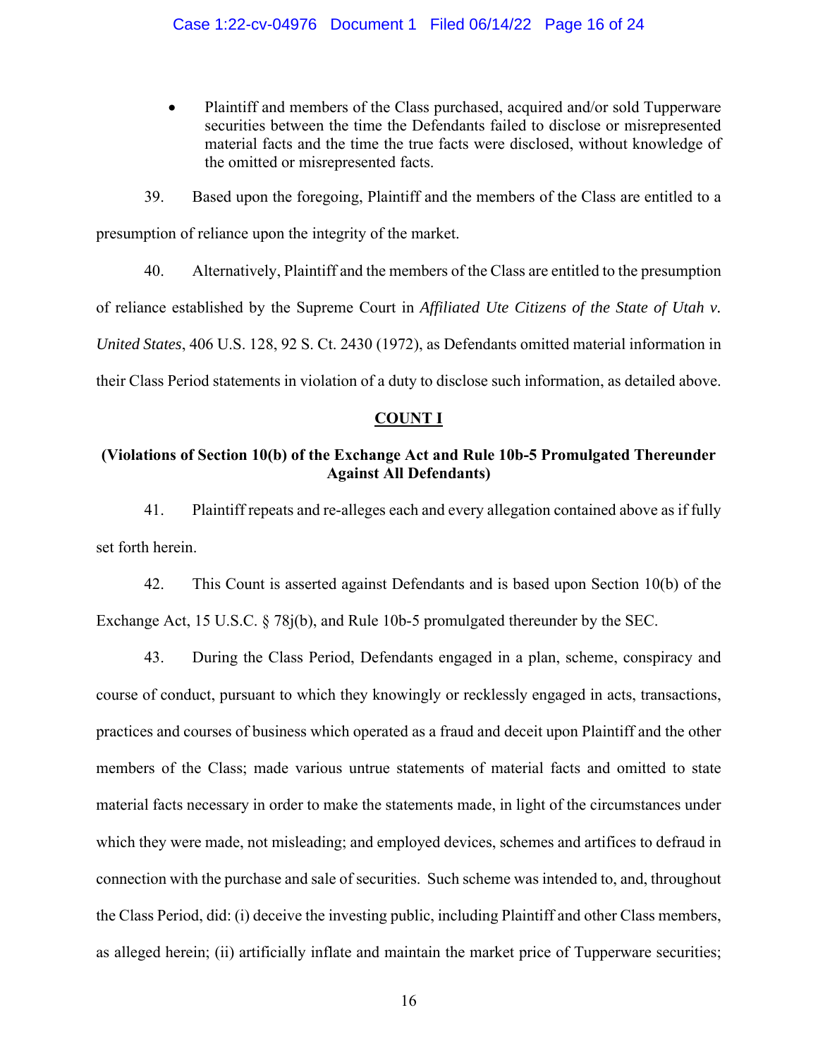- Plaintiff and members of the Class purchased, acquired and/or sold Tupperware securities between the time the Defendants failed to disclose or misrepresented material facts and the time the true facts were disclosed, without knowledge of the omitted or misrepresented facts.

39. Based upon the foregoing, Plaintiff and the members of the Class are entitled to a presumption of reliance upon the integrity of the market.

40. Alternatively, Plaintiff and the members of the Class are entitled to the presumption of reliance established by the Supreme Court in *Affiliated Ute Citizens of the State of Utah v. United States*, 406 U.S. 128, 92 S. Ct. 2430 (1972), as Defendants omitted material information in their Class Period statements in violation of a duty to disclose such information, as detailed above.

## COUNT I

### (Violations of Section 10(b) of the Exchange Act and Rule 10b-5 Promulgated Thereunder Against All Defendants)

41. Plaintiff repeats and re-alleges each and every allegation contained above as if fully set forth herein.

42. This Count is asserted against Defendants and is based upon Section 10(b) of the Exchange Act, 15 U.S.C. § 78j(b), and Rule 10b-5 promulgated thereunder by the SEC.

43. During the Class Period, Defendants engaged in a plan, scheme, conspiracy and course of conduct, pursuant to which they knowingly or recklessly engaged in acts, transactions, practices and courses of business which operated as a fraud and deceit upon Plaintiff and the other members of the Class; made various untrue statements of material facts and omitted to state material facts necessary in order to make the statements made, in light of the circumstances under which they were made, not misleading; and employed devices, schemes and artifices to defraud in connection with the purchase and sale of securities. Such scheme was intended to, and, throughout the Class Period, did: (i) deceive the investing public, including Plaintiff and other Class members, as alleged herein; (ii) artificially inflate and maintain the market price of Tupperware securities;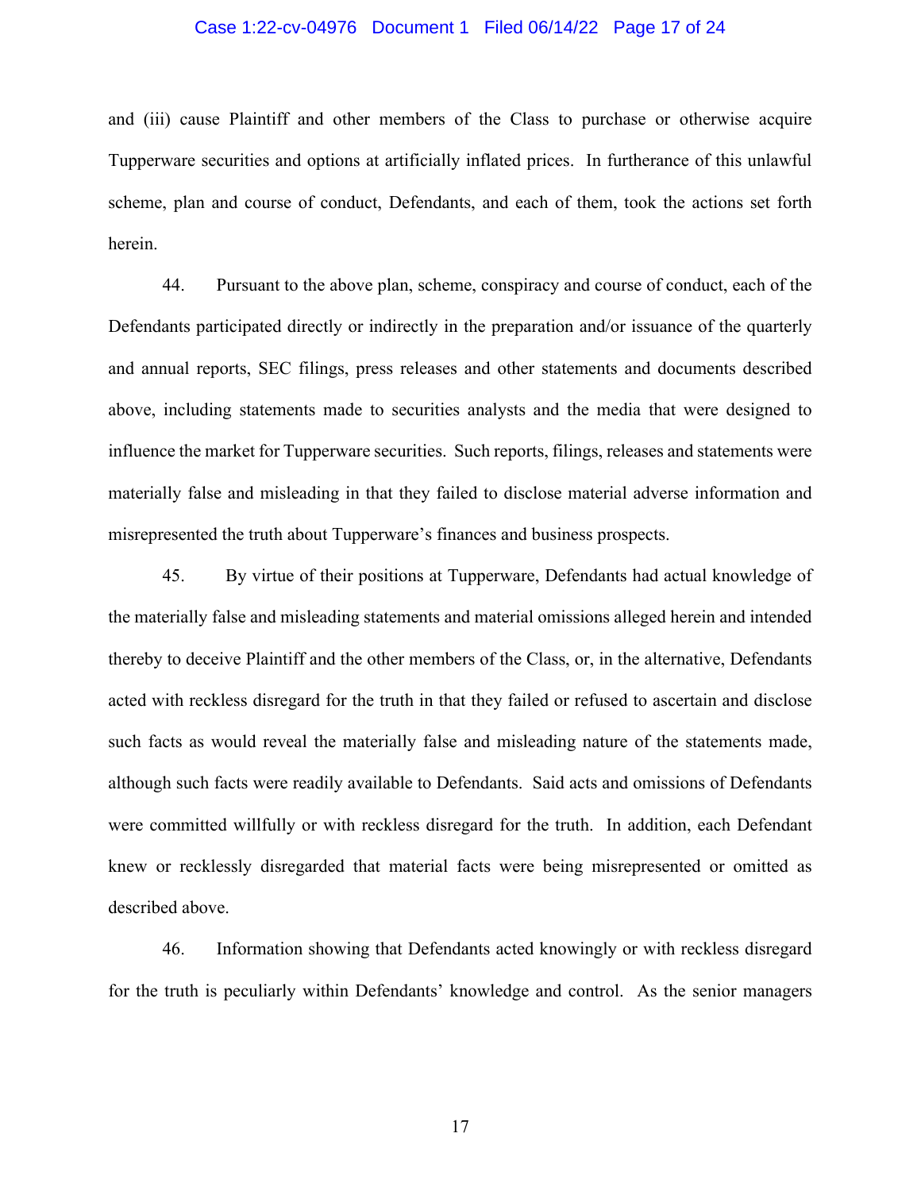and (iii) cause Plaintiff and other members of the Class to purchase or otherwise acquire Tupperware securities and options at artificially inflated prices. In furtherance of this unlawful scheme, plan and course of conduct, Defendants, and each of them, took the actions set forth herein.

44. Pursuant to the above plan, scheme, conspiracy and course of conduct, each of the Defendants participated directly or indirectly in the preparation and/or issuance of the quarterly and annual reports, SEC filings, press releases and other statements and documents described above, including statements made to securities analysts and the media that were designed to influence the market for Tupperware securities. Such reports, filings, releases and statements were materially false and misleading in that they failed to disclose material adverse information and misrepresented the truth about Tupperware's finances and business prospects.

45. By virtue of their positions at Tupperware, Defendants had actual knowledge of the materially false and misleading statements and material omissions alleged herein and intended thereby to deceive Plaintiff and the other members of the Class, or, in the alternative, Defendants acted with reckless disregard for the truth in that they failed or refused to ascertain and disclose such facts as would reveal the materially false and misleading nature of the statements made, although such facts were readily available to Defendants. Said acts and omissions of Defendants were committed willfully or with reckless disregard for the truth. In addition, each Defendant knew or recklessly disregarded that material facts were being misrepresented or omitted as described above.

46. Information showing that Defendants acted knowingly or with reckless disregard for the truth is peculiarly within Defendants' knowledge and control. As the senior managers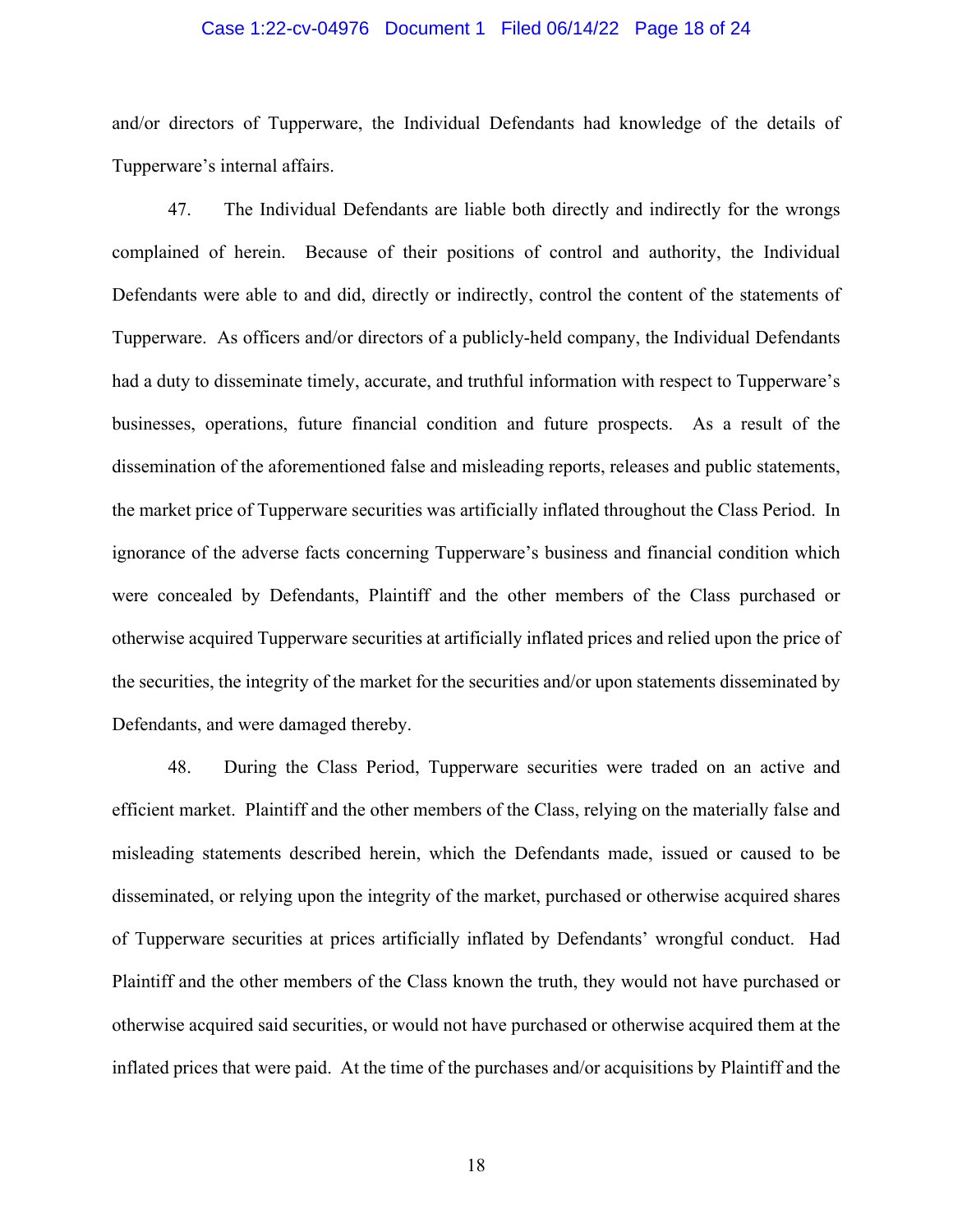and/or directors of Tupperware, the Individual Defendants had knowledge of the details of Tupperware's internal affairs.

47. The Individual Defendants are liable both directly and indirectly for the wrongs complained of herein. Because of their positions of control and authority, the Individual Defendants were able to and did, directly or indirectly, control the content of the statements of Tupperware. As officers and/or directors of a publicly-held company, the Individual Defendants had a duty to disseminate timely, accurate, and truthful information with respect to Tupperware's businesses, operations, future financial condition and future prospects. As a result of the dissemination of the aforementioned false and misleading reports, releases and public statements, the market price of Tupperware securities was artificially inflated throughout the Class Period. In ignorance of the adverse facts concerning Tupperware's business and financial condition which were concealed by Defendants, Plaintiff and the other members of the Class purchased or otherwise acquired Tupperware securities at artificially inflated prices and relied upon the price of the securities, the integrity of the market for the securities and/or upon statements disseminated by Defendants, and were damaged thereby.

48. During the Class Period, Tupperware securities were traded on an active and efficient market. Plaintiff and the other members of the Class, relying on the materially false and misleading statements described herein, which the Defendants made, issued or caused to be disseminated, or relying upon the integrity of the market, purchased or otherwise acquired shares of Tupperware securities at prices artificially inflated by Defendants' wrongful conduct. Had Plaintiff and the other members of the Class known the truth, they would not have purchased or otherwise acquired said securities, or would not have purchased or otherwise acquired them at the inflated prices that were paid. At the time of the purchases and/or acquisitions by Plaintiff and the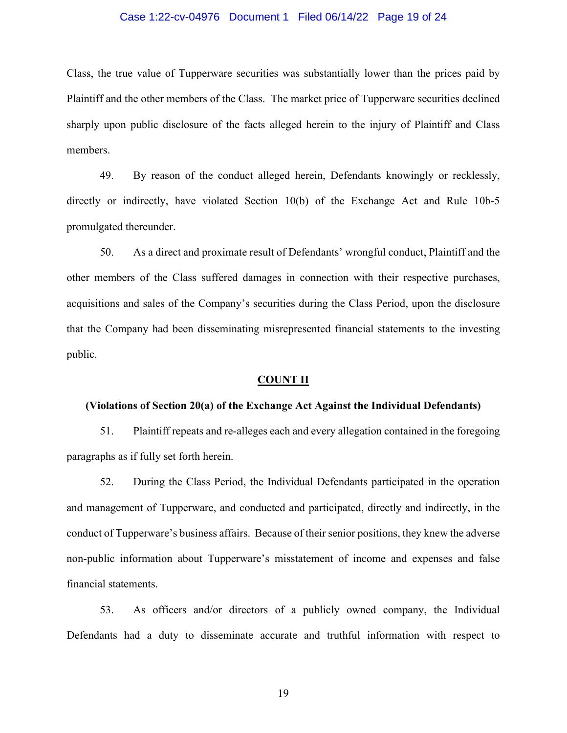Class, the true value of Tupperware securities was substantially lower than the prices paid by Plaintiff and the other members of the Class. The market price of Tupperware securities declined sharply upon public disclosure of the facts alleged herein to the injury of Plaintiff and Class members.

49. By reason of the conduct alleged herein, Defendants knowingly or recklessly, directly or indirectly, have violated Section 10(b) of the Exchange Act and Rule 10b-5 promulgated thereunder.

50. As a direct and proximate result of Defendants' wrongful conduct, Plaintiff and the other members of the Class suffered damages in connection with their respective purchases, acquisitions and sales of the Company's securities during the Class Period, upon the disclosure that the Company had been disseminating misrepresented financial statements to the investing public.

## COUNT II

**(Violations of Section 20(a) of the Exchange Act Against the Individual Defendants)**

51. Plaintiff repeats and re-alleges each and every allegation contained in the foregoing paragraphs as if fully set forth herein.

52. During the Class Period, the Individual Defendants participated in the operation and management of Tupperware, and conducted and participated, directly and indirectly, in the conduct of Tupperware's business affairs. Because of their senior positions, they knew the adverse non-public information about Tupperware's misstatement of income and expenses and false financial statements.

53. As officers and/or directors of a publicly owned company, the Individual Defendants had a duty to disseminate accurate and truthful information with respect to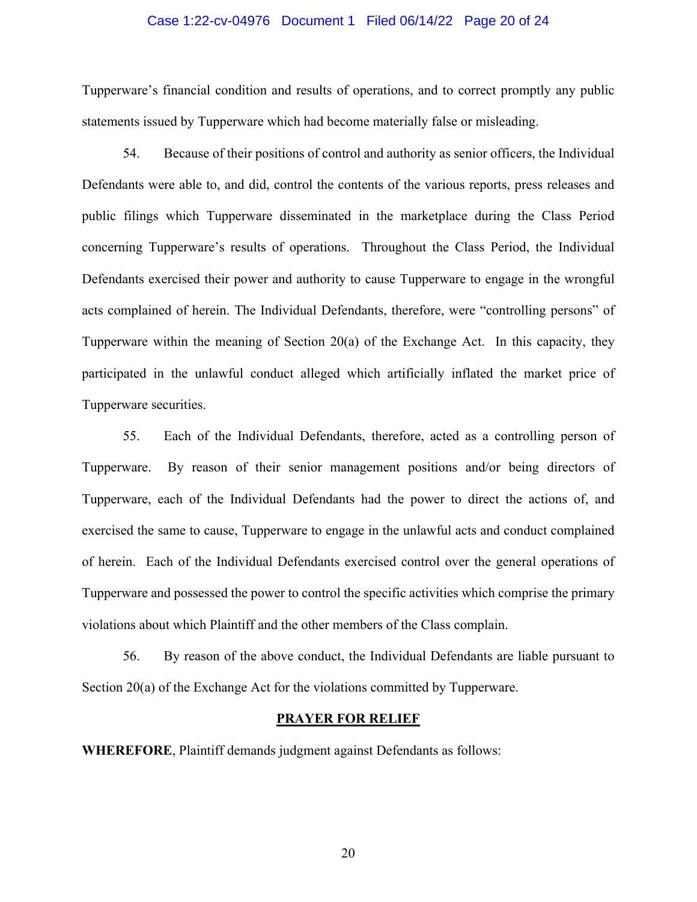Tupperware's financial condition and results of operations, and to correct promptly any public statements issued by Tupperware which had become materially false or misleading.

54. Because of their positions of control and authority as senior officers, the Individual Defendants were able to, and did, control the contents of the various reports, press releases and public filings which Tupperware disseminated in the marketplace during the Class Period concerning Tupperware's results of operations. Throughout the Class Period, the Individual Defendants exercised their power and authority to cause Tupperware to engage in the wrongful acts complained of herein. The Individual Defendants, therefore, were "controlling persons" of Tupperware within the meaning of Section 20(a) of the Exchange Act. In this capacity, they participated in the unlawful conduct alleged which artificially inflated the market price of Tupperware securities.

55. Each of the Individual Defendants, therefore, acted as a controlling person of Tupperware. By reason of their senior management positions and/or being directors of Tupperware, each of the Individual Defendants had the power to direct the actions of, and exercised the same to cause, Tupperware to engage in the unlawful acts and conduct complained of herein. Each of the Individual Defendants exercised control over the general operations of Tupperware and possessed the power to control the specific activities which comprise the primary violations about which Plaintiff and the other members of the Class complain.

56. By reason of the above conduct, the Individual Defendants are liable pursuant to Section 20(a) of the Exchange Act for the violations committed by Tupperware.

## PRAYER FOR RELIEF

**WHEREFORE**, Plaintiff demands judgment against Defendants as follows: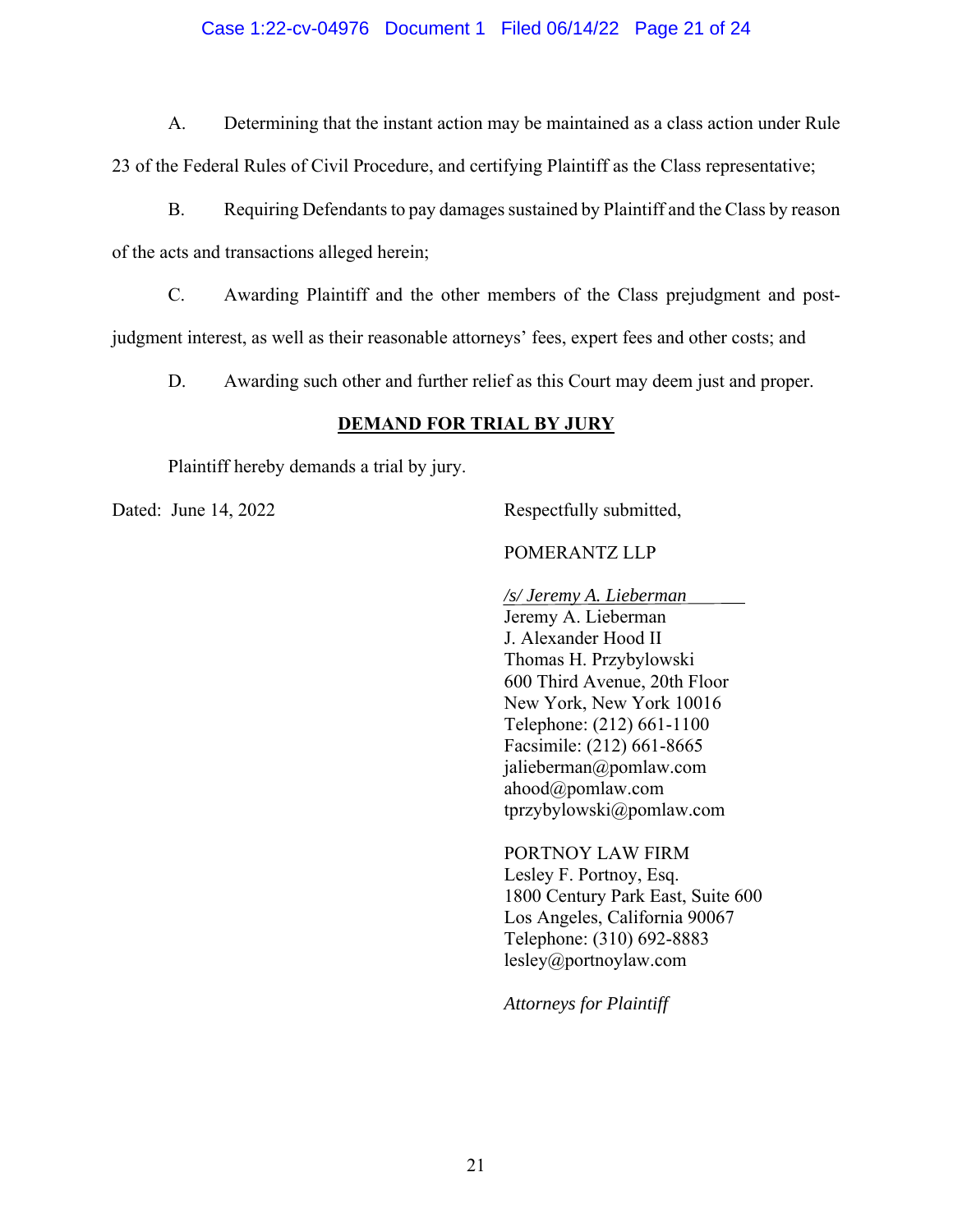A. Determining that the instant action may be maintained as a class action under Rule 23 of the Federal Rules of Civil Procedure, and certifying Plaintiff as the Class representative;

B. Requiring Defendants to pay damages sustained by Plaintiff and the Class by reason of the acts and transactions alleged herein;

C. Awarding Plaintiff and the other members of the Class prejudgment and post-judgment interest, as well as their reasonable attorneys' fees, expert fees and other costs; and

D. Awarding such other and further relief as this Court may deem just and proper.

## DEMAND FOR TRIAL BY JURY

Plaintiff hereby demands a trial by jury.

Dated: June 14, 2022

Respectfully submitted,

POMERANTZ LLP

*/s/ Jeremy A. Lieberman*
Jeremy A. Lieberman
J. Alexander Hood II
Thomas H. Przybylowski
600 Third Avenue, 20th Floor
New York, New York 10016
Telephone: (212) 661-1100
Facsimile: (212) 661-8665
jalieberman@pomlaw.com
ahood@pomlaw.com
tprzybylowski@pomlaw.com

PORTNOY LAW FIRM
Lesley F. Portnoy, Esq.
1800 Century Park East, Suite 600
Los Angeles, California 90067
Telephone: (310) 692-8883
lesley@portnoylaw.com

*Attorneys for Plaintiff*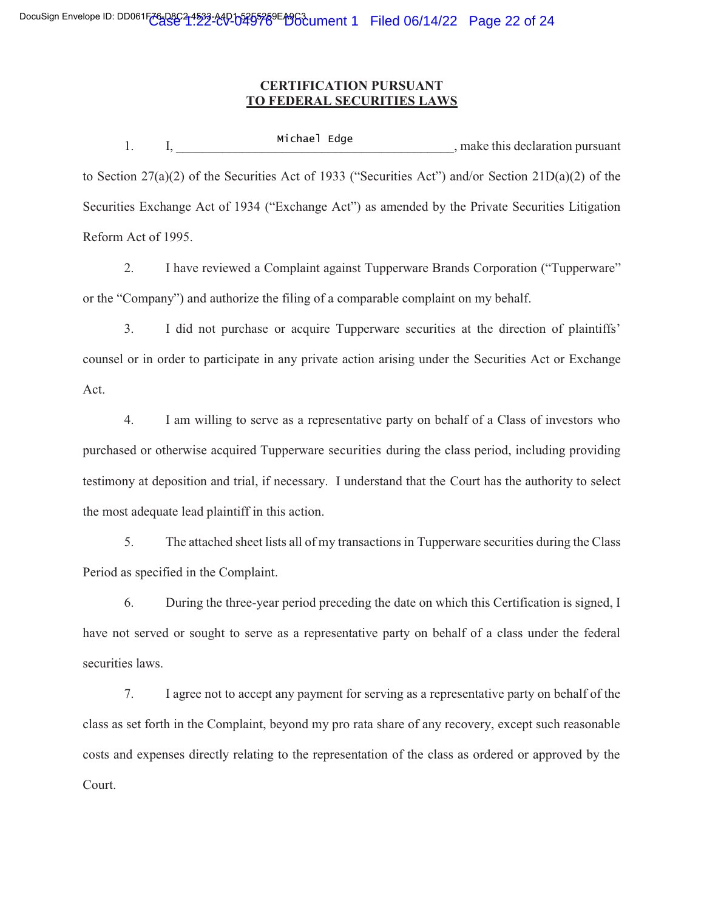## CERTIFICATION PURSUANT TO FEDERAL SECURITIES LAWS

1. I, Michael Edge, make this declaration pursuant to Section 27(a)(2) of the Securities Act of 1933 ("Securities Act") and/or Section 21D(a)(2) of the Securities Exchange Act of 1934 ("Exchange Act") as amended by the Private Securities Litigation Reform Act of 1995.

2. I have reviewed a Complaint against Tupperware Brands Corporation ("Tupperware" or the "Company") and authorize the filing of a comparable complaint on my behalf.

3. I did not purchase or acquire Tupperware securities at the direction of plaintiffs' counsel or in order to participate in any private action arising under the Securities Act or Exchange Act.

4. I am willing to serve as a representative party on behalf of a Class of investors who purchased or otherwise acquired Tupperware securities during the class period, including providing testimony at deposition and trial, if necessary. I understand that the Court has the authority to select the most adequate lead plaintiff in this action.

5. The attached sheet lists all of my transactions in Tupperware securities during the Class Period as specified in the Complaint.

6. During the three-year period preceding the date on which this Certification is signed, I have not served or sought to serve as a representative party on behalf of a class under the federal securities laws.

7. I agree not to accept any payment for serving as a representative party on behalf of the class as set forth in the Complaint, beyond my pro rata share of any recovery, except such reasonable costs and expenses directly relating to the representation of the class as ordered or approved by the Court.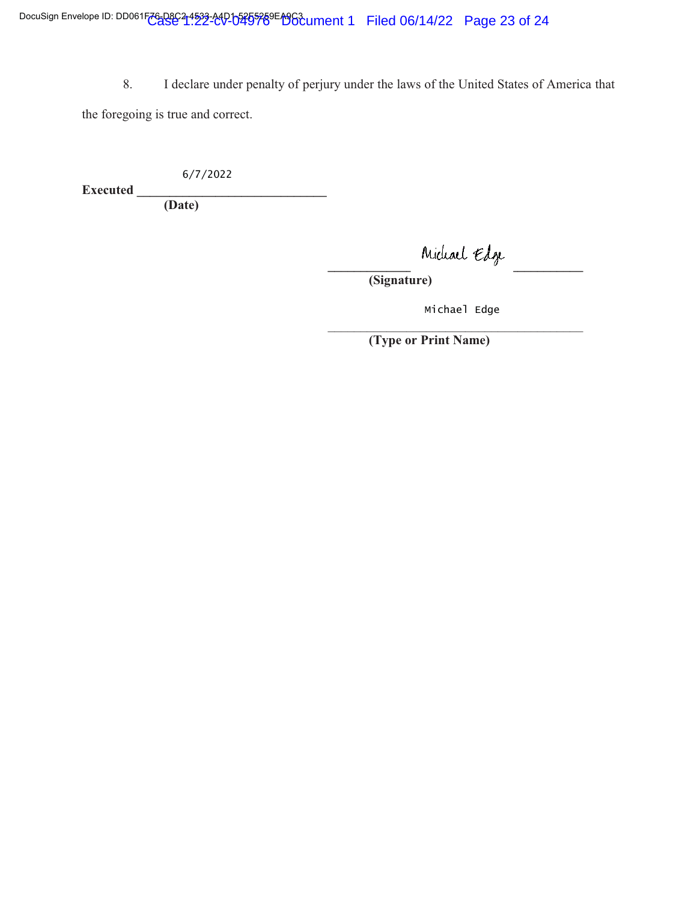8. I declare under penalty of perjury under the laws of the United States of America that the foregoing is true and correct.

Executed 6/7/2022
**(Date)**

Michael Edge
**(Signature)**

Michael Edge
**(Type or Print Name)**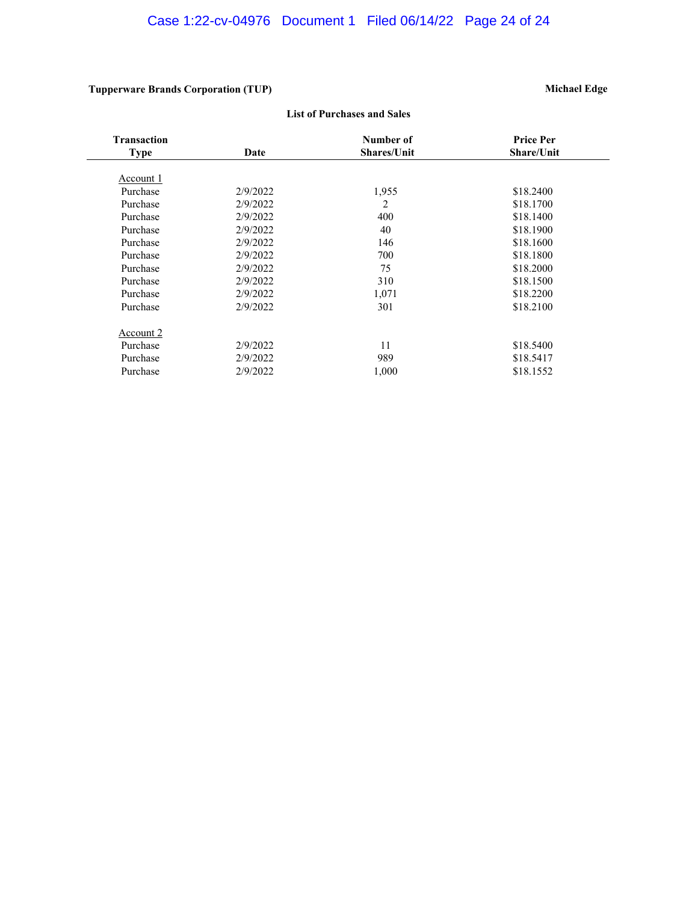**Tupperware Brands Corporation (TUP)** **Michael Edge**

**List of Purchases and Sales**

| Transaction Type | Date | Number of Shares/Unit | Price Per Share/Unit |
|---|---|---|---|
| Account 1 | | | |
| Purchase | 2/9/2022 | 1,955 | $18.2400 |
| Purchase | 2/9/2022 | 2 | $18.1700 |
| Purchase | 2/9/2022 | 400 | $18.1400 |
| Purchase | 2/9/2022 | 40 | $18.1900 |
| Purchase | 2/9/2022 | 146 | $18.1600 |
| Purchase | 2/9/2022 | 700 | $18.1800 |
| Purchase | 2/9/2022 | 75 | $18.2000 |
| Purchase | 2/9/2022 | 310 | $18.1500 |
| Purchase | 2/9/2022 | 1,071 | $18.2200 |
| Purchase | 2/9/2022 | 301 | $18.2100 |
| Account 2 | | | |
| Purchase | 2/9/2022 | 11 | $18.5400 |
| Purchase | 2/9/2022 | 989 | $18.5417 |
| Purchase | 2/9/2022 | 1,000 | $18.1552 |